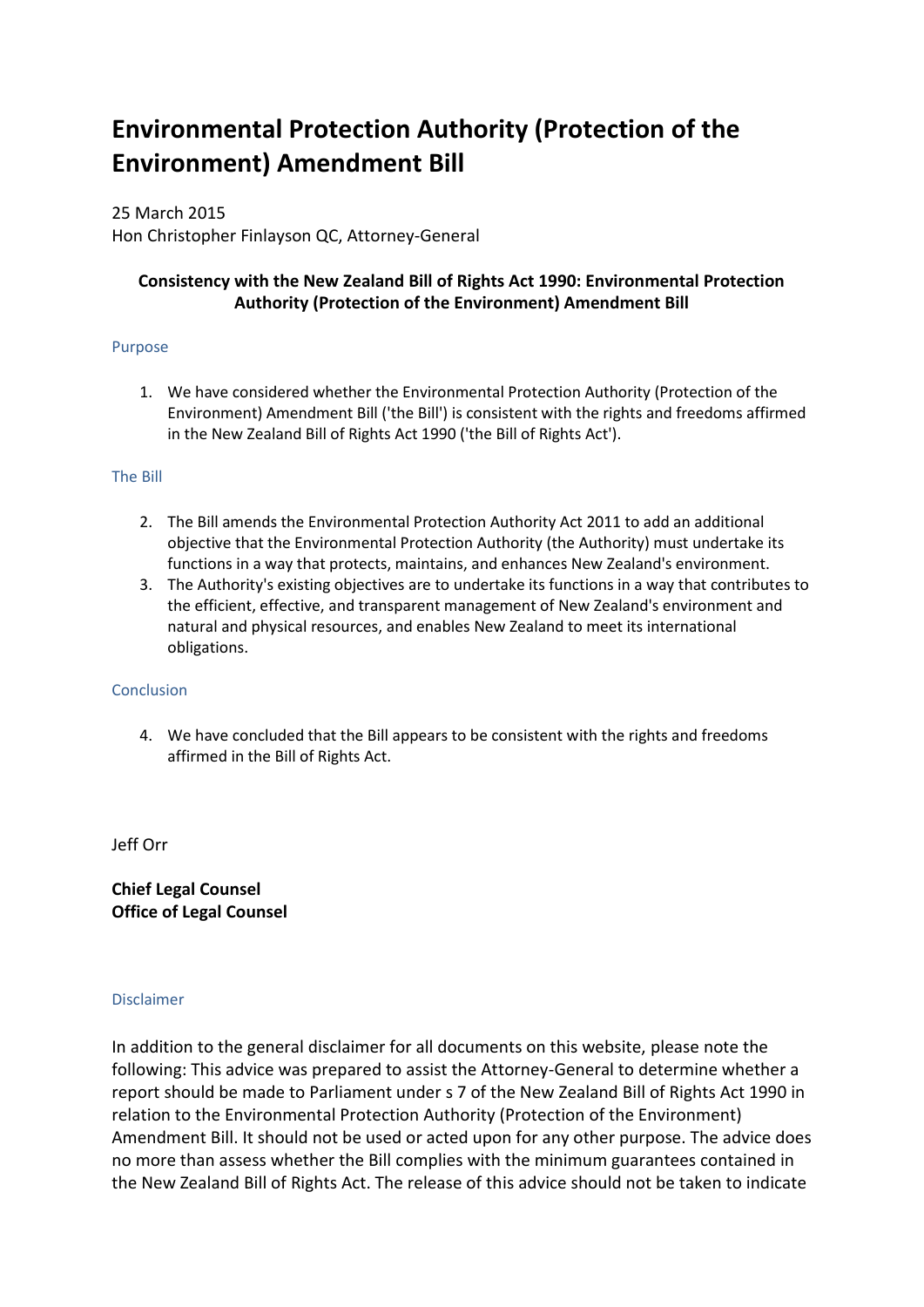# Environmental Protection Authority (Protection of the Environment) Amendment Bill

25 March 2015
Hon Christopher Finlayson QC, Attorney-General

**Consistency with the New Zealand Bill of Rights Act 1990: Environmental Protection Authority (Protection of the Environment) Amendment Bill**

## Purpose

1. We have considered whether the Environmental Protection Authority (Protection of the Environment) Amendment Bill ('the Bill') is consistent with the rights and freedoms affirmed in the New Zealand Bill of Rights Act 1990 ('the Bill of Rights Act').

## The Bill

2. The Bill amends the Environmental Protection Authority Act 2011 to add an additional objective that the Environmental Protection Authority (the Authority) must undertake its functions in a way that protects, maintains, and enhances New Zealand's environment.
3. The Authority's existing objectives are to undertake its functions in a way that contributes to the efficient, effective, and transparent management of New Zealand's environment and natural and physical resources, and enables New Zealand to meet its international obligations.

## Conclusion

4. We have concluded that the Bill appears to be consistent with the rights and freedoms affirmed in the Bill of Rights Act.

Jeff Orr

**Chief Legal Counsel**
**Office of Legal Counsel**

## Disclaimer

In addition to the general disclaimer for all documents on this website, please note the following: This advice was prepared to assist the Attorney-General to determine whether a report should be made to Parliament under s 7 of the New Zealand Bill of Rights Act 1990 in relation to the Environmental Protection Authority (Protection of the Environment) Amendment Bill. It should not be used or acted upon for any other purpose. The advice does no more than assess whether the Bill complies with the minimum guarantees contained in the New Zealand Bill of Rights Act. The release of this advice should not be taken to indicate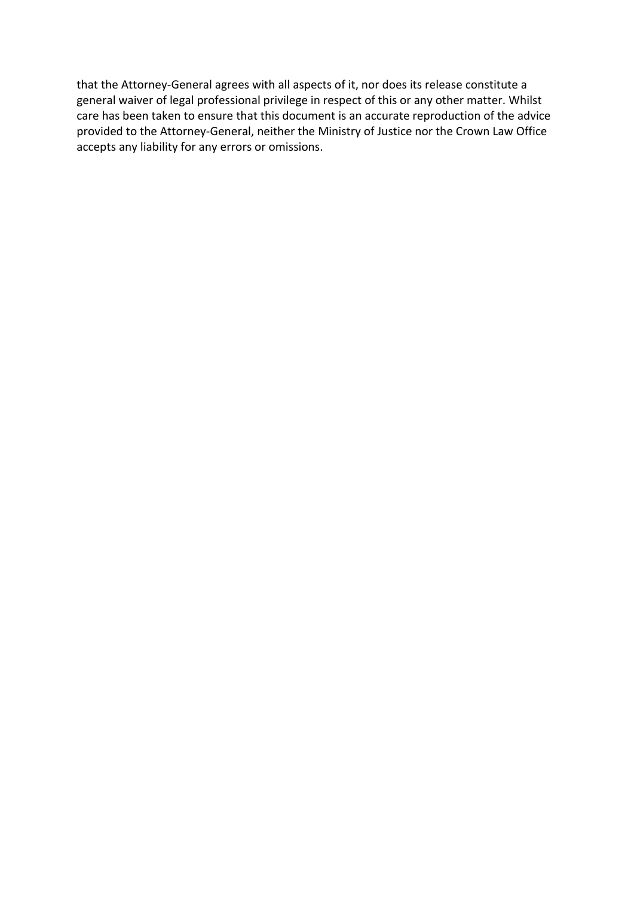that the Attorney-General agrees with all aspects of it, nor does its release constitute a general waiver of legal professional privilege in respect of this or any other matter. Whilst care has been taken to ensure that this document is an accurate reproduction of the advice provided to the Attorney-General, neither the Ministry of Justice nor the Crown Law Office accepts any liability for any errors or omissions.